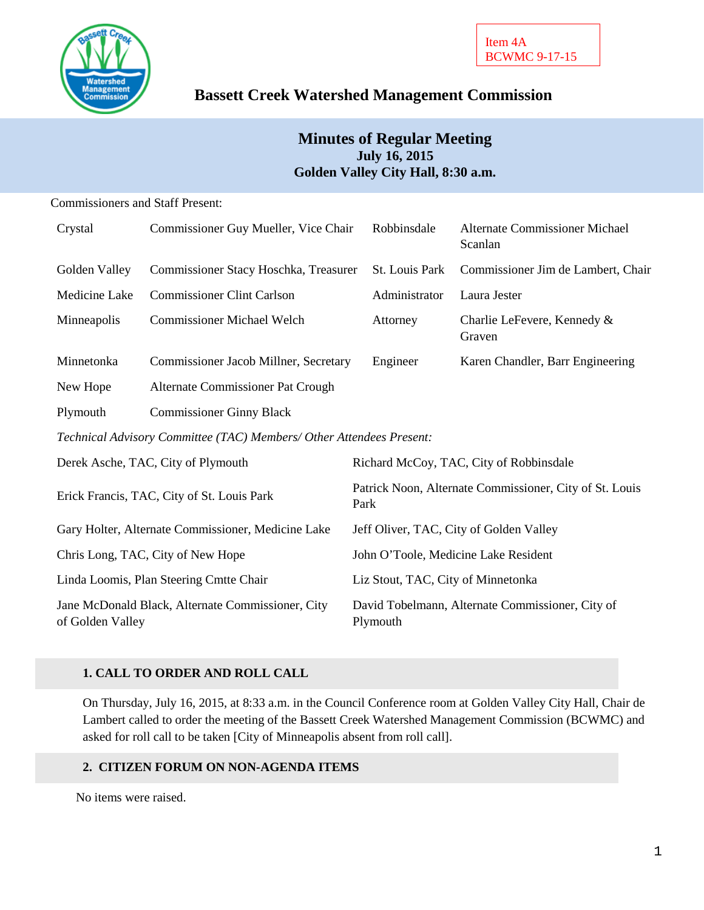Item 4A
BCWMC 9-17-15

# Bassett Creek Watershed Management Commission

## Minutes of Regular Meeting
**July 16, 2015**
**Golden Valley City Hall, 8:30 a.m.**

Commissioners and Staff Present:

| | | | |
|---|---|---|---|
| Crystal | Commissioner Guy Mueller, Vice Chair | Robbinsdale | Alternate Commissioner Michael Scanlan |
| Golden Valley | Commissioner Stacy Hoschka, Treasurer | St. Louis Park | Commissioner Jim de Lambert, Chair |
| Medicine Lake | Commissioner Clint Carlson | Administrator | Laura Jester |
| Minneapolis | Commissioner Michael Welch | Attorney | Charlie LeFevere, Kennedy & Graven |
| Minnetonka | Commissioner Jacob Millner, Secretary | Engineer | Karen Chandler, Barr Engineering |
| New Hope | Alternate Commissioner Pat Crough | | |
| Plymouth | Commissioner Ginny Black | | |

*Technical Advisory Committee (TAC) Members/ Other Attendees Present:*

| | |
|---|---|
| Derek Asche, TAC, City of Plymouth | Richard McCoy, TAC, City of Robbinsdale |
| Erick Francis, TAC, City of St. Louis Park | Patrick Noon, Alternate Commissioner, City of St. Louis Park |
| Gary Holter, Alternate Commissioner, Medicine Lake | Jeff Oliver, TAC, City of Golden Valley |
| Chris Long, TAC, City of New Hope | John O'Toole, Medicine Lake Resident |
| Linda Loomis, Plan Steering Cmtte Chair | Liz Stout, TAC, City of Minnetonka |
| Jane McDonald Black, Alternate Commissioner, City of Golden Valley | David Tobelmann, Alternate Commissioner, City of Plymouth |

### 1. CALL TO ORDER AND ROLL CALL

On Thursday, July 16, 2015, at 8:33 a.m. in the Council Conference room at Golden Valley City Hall, Chair de Lambert called to order the meeting of the Bassett Creek Watershed Management Commission (BCWMC) and asked for roll call to be taken [City of Minneapolis absent from roll call].

### 2. CITIZEN FORUM ON NON-AGENDA ITEMS

No items were raised.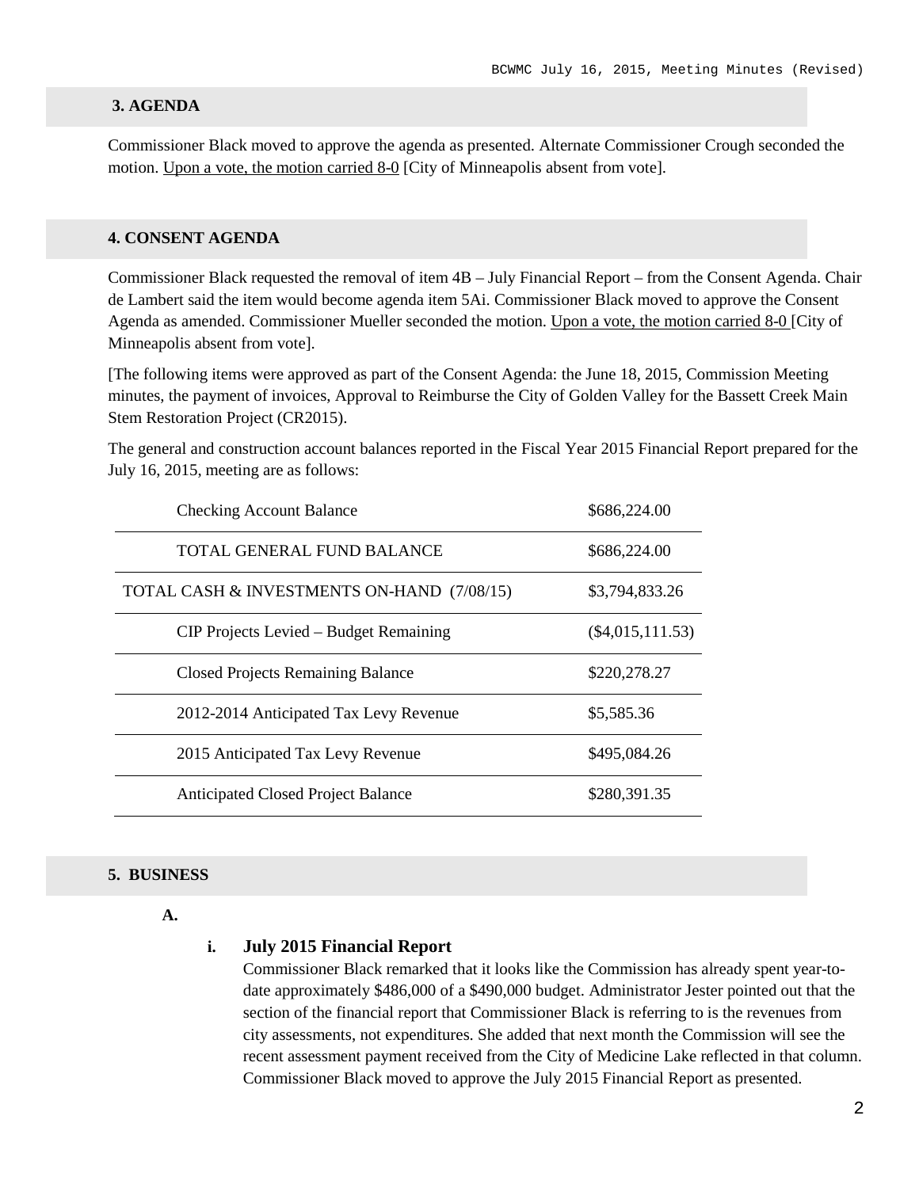## 3. AGENDA

Commissioner Black moved to approve the agenda as presented. Alternate Commissioner Crough seconded the motion. Upon a vote, the motion carried 8-0 [City of Minneapolis absent from vote].

## 4. CONSENT AGENDA

Commissioner Black requested the removal of item 4B – July Financial Report – from the Consent Agenda. Chair de Lambert said the item would become agenda item 5Ai. Commissioner Black moved to approve the Consent Agenda as amended. Commissioner Mueller seconded the motion. Upon a vote, the motion carried 8-0 [City of Minneapolis absent from vote].

[The following items were approved as part of the Consent Agenda: the June 18, 2015, Commission Meeting minutes, the payment of invoices, Approval to Reimburse the City of Golden Valley for the Bassett Creek Main Stem Restoration Project (CR2015).

The general and construction account balances reported in the Fiscal Year 2015 Financial Report prepared for the July 16, 2015, meeting are as follows:

| | |
|---|---|
| Checking Account Balance | $686,224.00 |
| TOTAL GENERAL FUND BALANCE | $686,224.00 |
| TOTAL CASH & INVESTMENTS ON-HAND (7/08/15) | $3,794,833.26 |
| CIP Projects Levied – Budget Remaining | ($4,015,111.53) |
| Closed Projects Remaining Balance | $220,278.27 |
| 2012-2014 Anticipated Tax Levy Revenue | $5,585.36 |
| 2015 Anticipated Tax Levy Revenue | $495,084.26 |
| Anticipated Closed Project Balance | $280,391.35 |

## 5. BUSINESS

**A.**

**i. July 2015 Financial Report**

Commissioner Black remarked that it looks like the Commission has already spent year-to-date approximately $486,000 of a $490,000 budget. Administrator Jester pointed out that the section of the financial report that Commissioner Black is referring to is the revenues from city assessments, not expenditures. She added that next month the Commission will see the recent assessment payment received from the City of Medicine Lake reflected in that column. Commissioner Black moved to approve the July 2015 Financial Report as presented.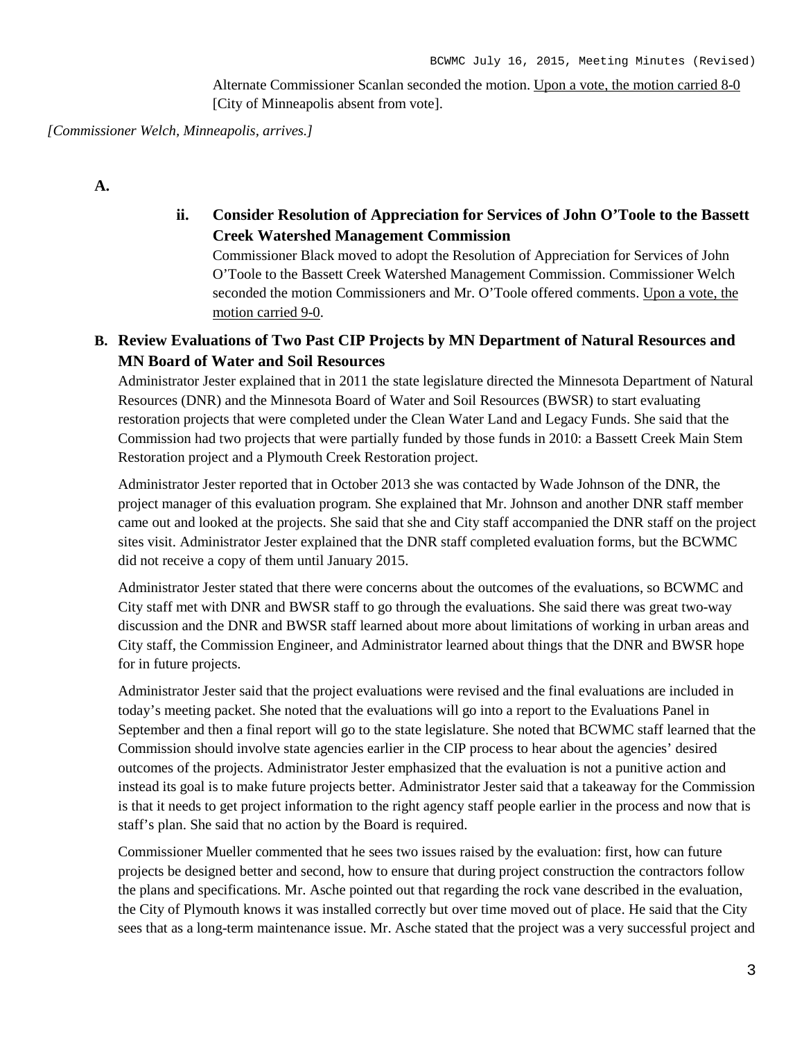Alternate Commissioner Scanlan seconded the motion. Upon a vote, the motion carried 8-0 [City of Minneapolis absent from vote].

*[Commissioner Welch, Minneapolis, arrives.]*

**A.**

**ii. Consider Resolution of Appreciation for Services of John O'Toole to the Bassett Creek Watershed Management Commission**

Commissioner Black moved to adopt the Resolution of Appreciation for Services of John O'Toole to the Bassett Creek Watershed Management Commission. Commissioner Welch seconded the motion Commissioners and Mr. O'Toole offered comments. Upon a vote, the motion carried 9-0.

**B. Review Evaluations of Two Past CIP Projects by MN Department of Natural Resources and MN Board of Water and Soil Resources**

Administrator Jester explained that in 2011 the state legislature directed the Minnesota Department of Natural Resources (DNR) and the Minnesota Board of Water and Soil Resources (BWSR) to start evaluating restoration projects that were completed under the Clean Water Land and Legacy Funds. She said that the Commission had two projects that were partially funded by those funds in 2010: a Bassett Creek Main Stem Restoration project and a Plymouth Creek Restoration project.

Administrator Jester reported that in October 2013 she was contacted by Wade Johnson of the DNR, the project manager of this evaluation program. She explained that Mr. Johnson and another DNR staff member came out and looked at the projects. She said that she and City staff accompanied the DNR staff on the project sites visit. Administrator Jester explained that the DNR staff completed evaluation forms, but the BCWMC did not receive a copy of them until January 2015.

Administrator Jester stated that there were concerns about the outcomes of the evaluations, so BCWMC and City staff met with DNR and BWSR staff to go through the evaluations. She said there was great two-way discussion and the DNR and BWSR staff learned about more about limitations of working in urban areas and City staff, the Commission Engineer, and Administrator learned about things that the DNR and BWSR hope for in future projects.

Administrator Jester said that the project evaluations were revised and the final evaluations are included in today's meeting packet. She noted that the evaluations will go into a report to the Evaluations Panel in September and then a final report will go to the state legislature. She noted that BCWMC staff learned that the Commission should involve state agencies earlier in the CIP process to hear about the agencies' desired outcomes of the projects. Administrator Jester emphasized that the evaluation is not a punitive action and instead its goal is to make future projects better. Administrator Jester said that a takeaway for the Commission is that it needs to get project information to the right agency staff people earlier in the process and now that is staff's plan. She said that no action by the Board is required.

Commissioner Mueller commented that he sees two issues raised by the evaluation: first, how can future projects be designed better and second, how to ensure that during project construction the contractors follow the plans and specifications. Mr. Asche pointed out that regarding the rock vane described in the evaluation, the City of Plymouth knows it was installed correctly but over time moved out of place. He said that the City sees that as a long-term maintenance issue. Mr. Asche stated that the project was a very successful project and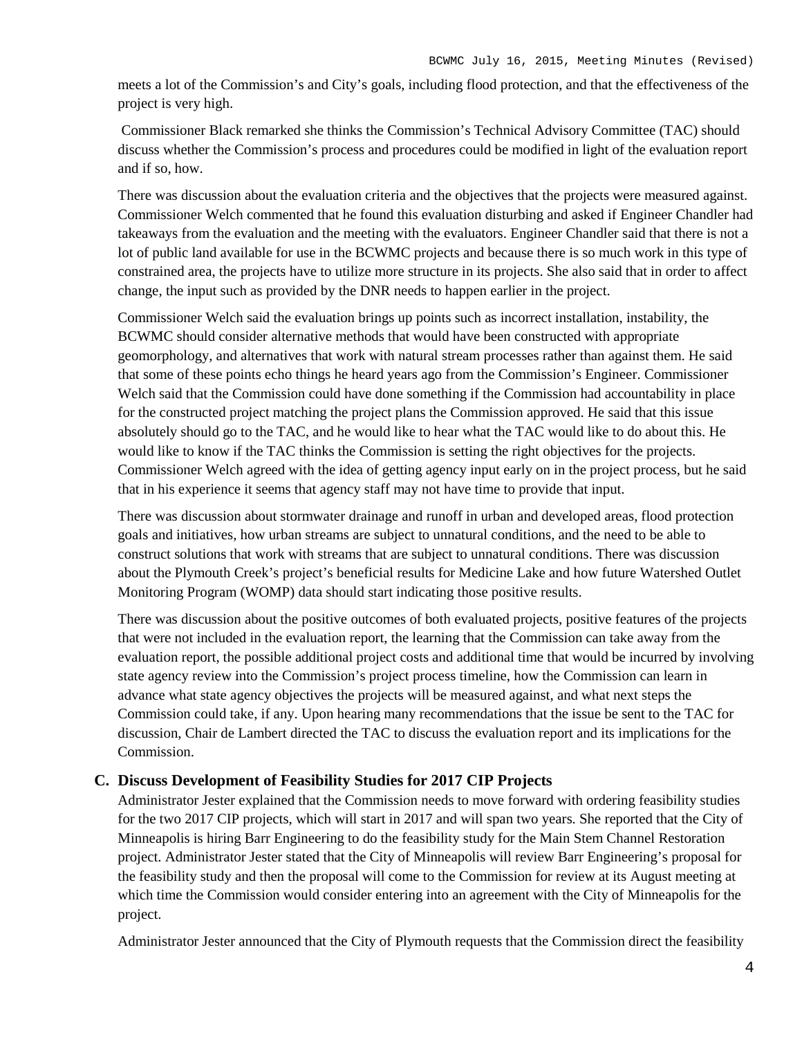meets a lot of the Commission's and City's goals, including flood protection, and that the effectiveness of the project is very high.

Commissioner Black remarked she thinks the Commission's Technical Advisory Committee (TAC) should discuss whether the Commission's process and procedures could be modified in light of the evaluation report and if so, how.

There was discussion about the evaluation criteria and the objectives that the projects were measured against. Commissioner Welch commented that he found this evaluation disturbing and asked if Engineer Chandler had takeaways from the evaluation and the meeting with the evaluators. Engineer Chandler said that there is not a lot of public land available for use in the BCWMC projects and because there is so much work in this type of constrained area, the projects have to utilize more structure in its projects. She also said that in order to affect change, the input such as provided by the DNR needs to happen earlier in the project.

Commissioner Welch said the evaluation brings up points such as incorrect installation, instability, the BCWMC should consider alternative methods that would have been constructed with appropriate geomorphology, and alternatives that work with natural stream processes rather than against them. He said that some of these points echo things he heard years ago from the Commission's Engineer. Commissioner Welch said that the Commission could have done something if the Commission had accountability in place for the constructed project matching the project plans the Commission approved. He said that this issue absolutely should go to the TAC, and he would like to hear what the TAC would like to do about this. He would like to know if the TAC thinks the Commission is setting the right objectives for the projects. Commissioner Welch agreed with the idea of getting agency input early on in the project process, but he said that in his experience it seems that agency staff may not have time to provide that input.

There was discussion about stormwater drainage and runoff in urban and developed areas, flood protection goals and initiatives, how urban streams are subject to unnatural conditions, and the need to be able to construct solutions that work with streams that are subject to unnatural conditions. There was discussion about the Plymouth Creek's project's beneficial results for Medicine Lake and how future Watershed Outlet Monitoring Program (WOMP) data should start indicating those positive results.

There was discussion about the positive outcomes of both evaluated projects, positive features of the projects that were not included in the evaluation report, the learning that the Commission can take away from the evaluation report, the possible additional project costs and additional time that would be incurred by involving state agency review into the Commission's project process timeline, how the Commission can learn in advance what state agency objectives the projects will be measured against, and what next steps the Commission could take, if any. Upon hearing many recommendations that the issue be sent to the TAC for discussion, Chair de Lambert directed the TAC to discuss the evaluation report and its implications for the Commission.

### C. Discuss Development of Feasibility Studies for 2017 CIP Projects

Administrator Jester explained that the Commission needs to move forward with ordering feasibility studies for the two 2017 CIP projects, which will start in 2017 and will span two years. She reported that the City of Minneapolis is hiring Barr Engineering to do the feasibility study for the Main Stem Channel Restoration project. Administrator Jester stated that the City of Minneapolis will review Barr Engineering's proposal for the feasibility study and then the proposal will come to the Commission for review at its August meeting at which time the Commission would consider entering into an agreement with the City of Minneapolis for the project.

Administrator Jester announced that the City of Plymouth requests that the Commission direct the feasibility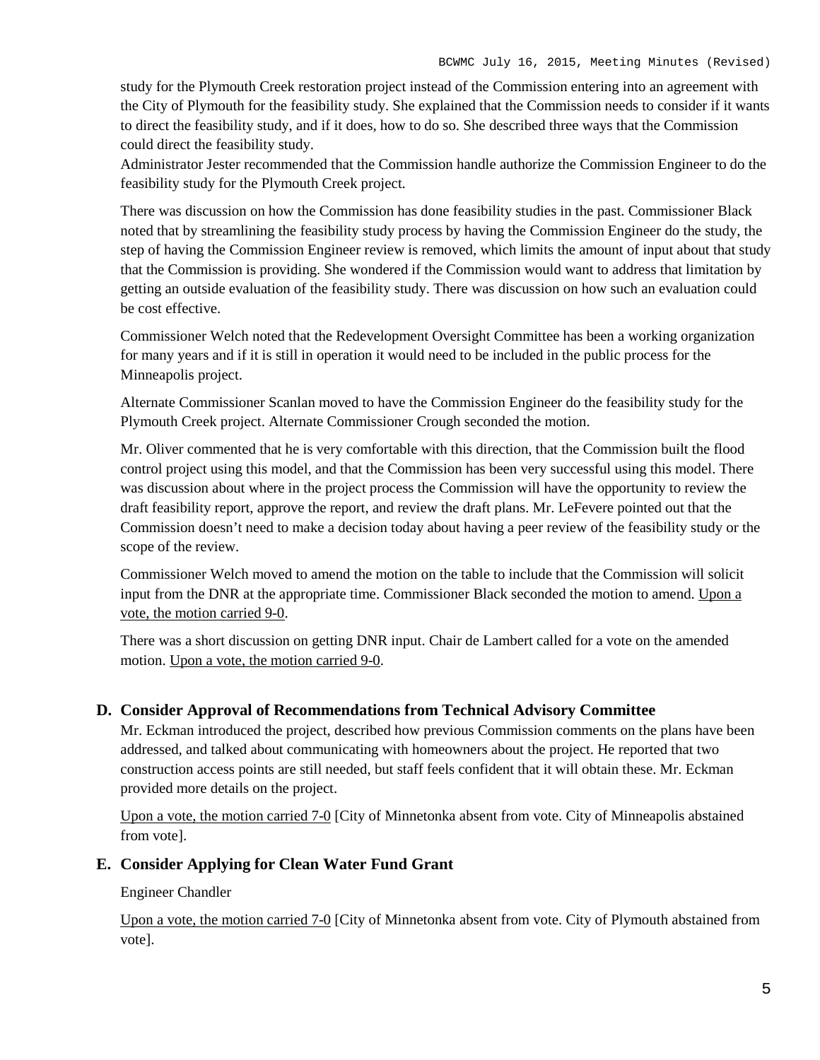study for the Plymouth Creek restoration project instead of the Commission entering into an agreement with the City of Plymouth for the feasibility study. She explained that the Commission needs to consider if it wants to direct the feasibility study, and if it does, how to do so. She described three ways that the Commission could direct the feasibility study.
Administrator Jester recommended that the Commission handle authorize the Commission Engineer to do the feasibility study for the Plymouth Creek project.

There was discussion on how the Commission has done feasibility studies in the past. Commissioner Black noted that by streamlining the feasibility study process by having the Commission Engineer do the study, the step of having the Commission Engineer review is removed, which limits the amount of input about that study that the Commission is providing. She wondered if the Commission would want to address that limitation by getting an outside evaluation of the feasibility study. There was discussion on how such an evaluation could be cost effective.

Commissioner Welch noted that the Redevelopment Oversight Committee has been a working organization for many years and if it is still in operation it would need to be included in the public process for the Minneapolis project.

Alternate Commissioner Scanlan moved to have the Commission Engineer do the feasibility study for the Plymouth Creek project. Alternate Commissioner Crough seconded the motion.

Mr. Oliver commented that he is very comfortable with this direction, that the Commission built the flood control project using this model, and that the Commission has been very successful using this model. There was discussion about where in the project process the Commission will have the opportunity to review the draft feasibility report, approve the report, and review the draft plans. Mr. LeFevere pointed out that the Commission doesn't need to make a decision today about having a peer review of the feasibility study or the scope of the review.

Commissioner Welch moved to amend the motion on the table to include that the Commission will solicit input from the DNR at the appropriate time. Commissioner Black seconded the motion to amend. Upon a vote, the motion carried 9-0.

There was a short discussion on getting DNR input. Chair de Lambert called for a vote on the amended motion. Upon a vote, the motion carried 9-0.

### D. Consider Approval of Recommendations from Technical Advisory Committee

Mr. Eckman introduced the project, described how previous Commission comments on the plans have been addressed, and talked about communicating with homeowners about the project. He reported that two construction access points are still needed, but staff feels confident that it will obtain these. Mr. Eckman provided more details on the project.

Upon a vote, the motion carried 7-0 [City of Minnetonka absent from vote. City of Minneapolis abstained from vote].

### E. Consider Applying for Clean Water Fund Grant

Engineer Chandler

Upon a vote, the motion carried 7-0 [City of Minnetonka absent from vote. City of Plymouth abstained from vote].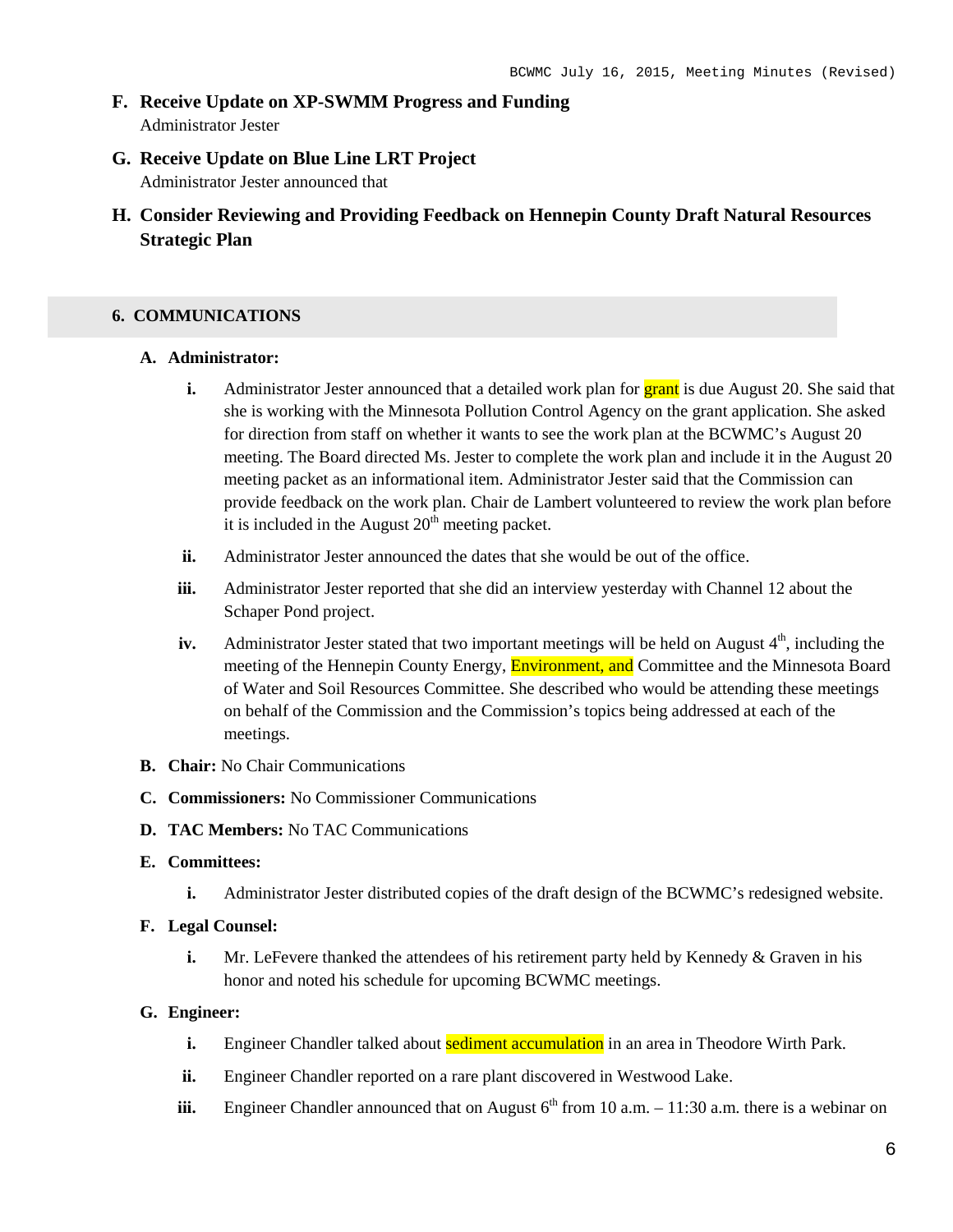**F. Receive Update on XP-SWMM Progress and Funding**
Administrator Jester

**G. Receive Update on Blue Line LRT Project**
Administrator Jester announced that

**H. Consider Reviewing and Providing Feedback on Hennepin County Draft Natural Resources Strategic Plan**

## 6. COMMUNICATIONS

**A. Administrator:**

- **i.** Administrator Jester announced that a detailed work plan for grant is due August 20. She said that she is working with the Minnesota Pollution Control Agency on the grant application. She asked for direction from staff on whether it wants to see the work plan at the BCWMC's August 20 meeting. The Board directed Ms. Jester to complete the work plan and include it in the August 20 meeting packet as an informational item. Administrator Jester said that the Commission can provide feedback on the work plan. Chair de Lambert volunteered to review the work plan before it is included in the August 20th meeting packet.
- **ii.** Administrator Jester announced the dates that she would be out of the office.
- **iii.** Administrator Jester reported that she did an interview yesterday with Channel 12 about the Schaper Pond project.
- **iv.** Administrator Jester stated that two important meetings will be held on August 4th, including the meeting of the Hennepin County Energy, Environment, and Committee and the Minnesota Board of Water and Soil Resources Committee. She described who would be attending these meetings on behalf of the Commission and the Commission's topics being addressed at each of the meetings.

**B. Chair:** No Chair Communications

**C. Commissioners:** No Commissioner Communications

**D. TAC Members:** No TAC Communications

**E. Committees:**

- **i.** Administrator Jester distributed copies of the draft design of the BCWMC's redesigned website.

**F. Legal Counsel:**

- **i.** Mr. LeFevere thanked the attendees of his retirement party held by Kennedy & Graven in his honor and noted his schedule for upcoming BCWMC meetings.

**G. Engineer:**

- **i.** Engineer Chandler talked about sediment accumulation in an area in Theodore Wirth Park.
- **ii.** Engineer Chandler reported on a rare plant discovered in Westwood Lake.
- **iii.** Engineer Chandler announced that on August 6th from 10 a.m. – 11:30 a.m. there is a webinar on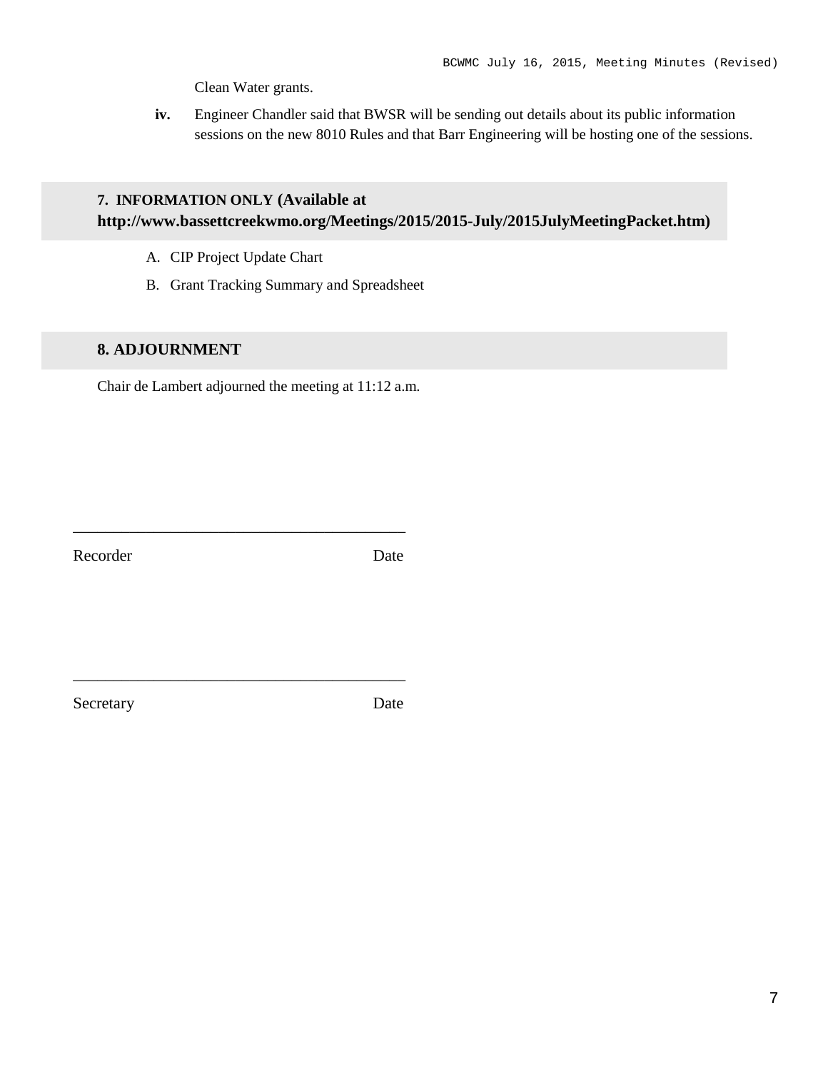Clean Water grants.

**iv.** Engineer Chandler said that BWSR will be sending out details about its public information sessions on the new 8010 Rules and that Barr Engineering will be hosting one of the sessions.

## 7. INFORMATION ONLY (Available at http://www.bassettcreekwmo.org/Meetings/2015/2015-July/2015JulyMeetingPacket.htm)

A. CIP Project Update Chart

B. Grant Tracking Summary and Spreadsheet

## 8. ADJOURNMENT

Chair de Lambert adjourned the meeting at 11:12 a.m.

\_\_\_\_\_\_\_\_\_\_\_\_\_\_\_\_\_\_\_\_\_\_\_\_\_\_\_\_\_\_\_\_\_\_\_\_\_\_\_\_

Recorder Date

\_\_\_\_\_\_\_\_\_\_\_\_\_\_\_\_\_\_\_\_\_\_\_\_\_\_\_\_\_\_\_\_\_\_\_\_\_\_\_\_

Secretary Date